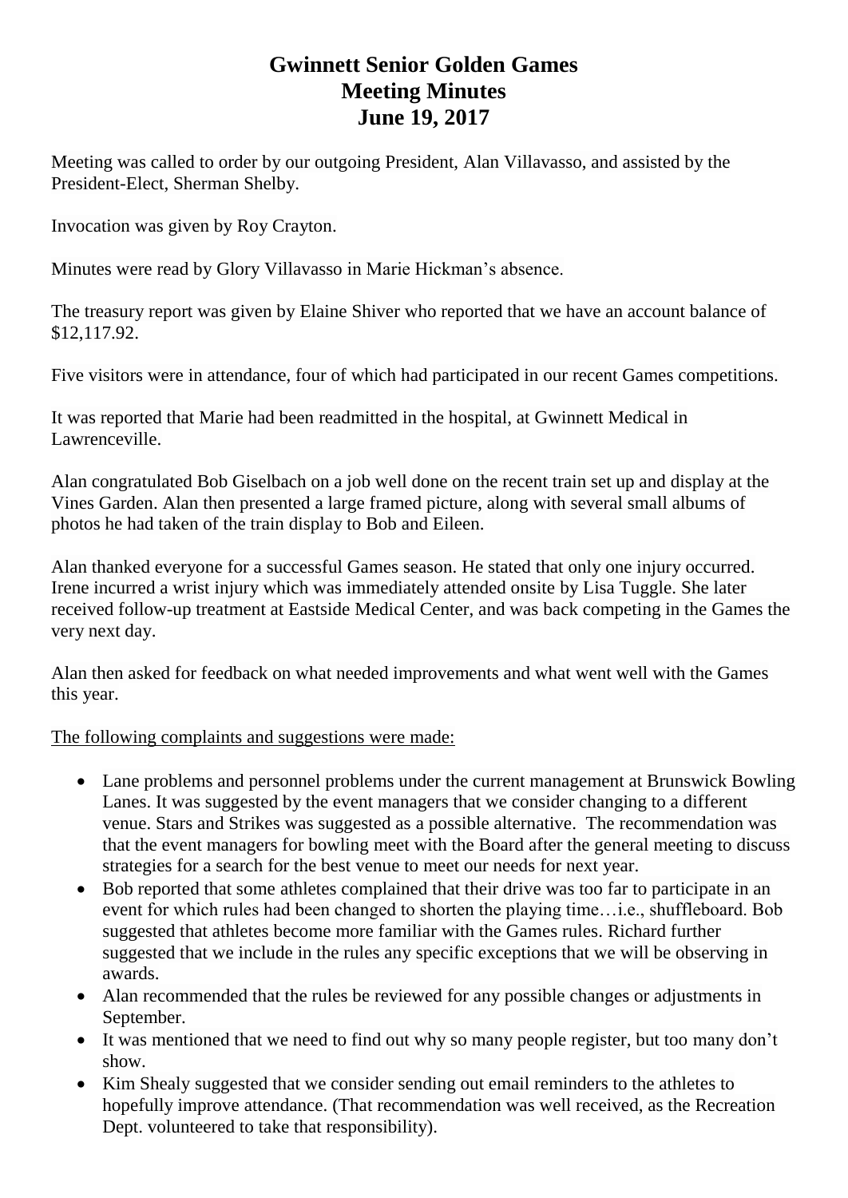# Gwinnett Senior Golden Games
# Meeting Minutes
# June 19, 2017

Meeting was called to order by our outgoing President, Alan Villavasso, and assisted by the President-Elect, Sherman Shelby.

Invocation was given by Roy Crayton.

Minutes were read by Glory Villavasso in Marie Hickman's absence.

The treasury report was given by Elaine Shiver who reported that we have an account balance of $12,117.92.

Five visitors were in attendance, four of which had participated in our recent Games competitions.

It was reported that Marie had been readmitted in the hospital, at Gwinnett Medical in Lawrenceville.

Alan congratulated Bob Giselbach on a job well done on the recent train set up and display at the Vines Garden. Alan then presented a large framed picture, along with several small albums of photos he had taken of the train display to Bob and Eileen.

Alan thanked everyone for a successful Games season. He stated that only one injury occurred. Irene incurred a wrist injury which was immediately attended onsite by Lisa Tuggle. She later received follow-up treatment at Eastside Medical Center, and was back competing in the Games the very next day.

Alan then asked for feedback on what needed improvements and what went well with the Games this year.

<u>The following complaints and suggestions were made:</u>

- Lane problems and personnel problems under the current management at Brunswick Bowling Lanes. It was suggested by the event managers that we consider changing to a different venue. Stars and Strikes was suggested as a possible alternative. The recommendation was that the event managers for bowling meet with the Board after the general meeting to discuss strategies for a search for the best venue to meet our needs for next year.
- Bob reported that some athletes complained that their drive was too far to participate in an event for which rules had been changed to shorten the playing time…i.e., shuffleboard. Bob suggested that athletes become more familiar with the Games rules. Richard further suggested that we include in the rules any specific exceptions that we will be observing in awards.
- Alan recommended that the rules be reviewed for any possible changes or adjustments in September.
- It was mentioned that we need to find out why so many people register, but too many don't show.
- Kim Shealy suggested that we consider sending out email reminders to the athletes to hopefully improve attendance. (That recommendation was well received, as the Recreation Dept. volunteered to take that responsibility).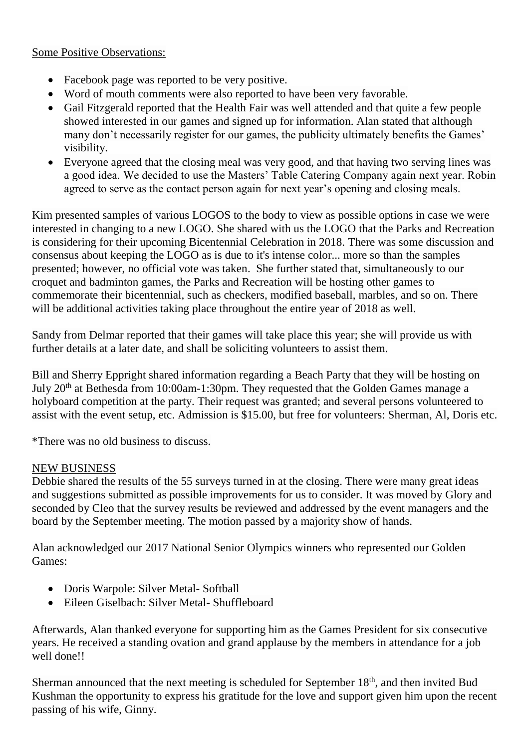Some Positive Observations:

- Facebook page was reported to be very positive.
- Word of mouth comments were also reported to have been very favorable.
- Gail Fitzgerald reported that the Health Fair was well attended and that quite a few people showed interested in our games and signed up for information. Alan stated that although many don't necessarily register for our games, the publicity ultimately benefits the Games' visibility.
- Everyone agreed that the closing meal was very good, and that having two serving lines was a good idea. We decided to use the Masters' Table Catering Company again next year. Robin agreed to serve as the contact person again for next year's opening and closing meals.

Kim presented samples of various LOGOS to the body to view as possible options in case we were interested in changing to a new LOGO. She shared with us the LOGO that the Parks and Recreation is considering for their upcoming Bicentennial Celebration in 2018. There was some discussion and consensus about keeping the LOGO as is due to it's intense color... more so than the samples presented; however, no official vote was taken. She further stated that, simultaneously to our croquet and badminton games, the Parks and Recreation will be hosting other games to commemorate their bicentennial, such as checkers, modified baseball, marbles, and so on. There will be additional activities taking place throughout the entire year of 2018 as well.

Sandy from Delmar reported that their games will take place this year; she will provide us with further details at a later date, and shall be soliciting volunteers to assist them.

Bill and Sherry Eppright shared information regarding a Beach Party that they will be hosting on July 20th at Bethesda from 10:00am-1:30pm. They requested that the Golden Games manage a holyboard competition at the party. Their request was granted; and several persons volunteered to assist with the event setup, etc. Admission is $15.00, but free for volunteers: Sherman, Al, Doris etc.

*There was no old business to discuss.

NEW BUSINESS

Debbie shared the results of the 55 surveys turned in at the closing. There were many great ideas and suggestions submitted as possible improvements for us to consider. It was moved by Glory and seconded by Cleo that the survey results be reviewed and addressed by the event managers and the board by the September meeting. The motion passed by a majority show of hands.

Alan acknowledged our 2017 National Senior Olympics winners who represented our Golden Games:

- Doris Warpole: Silver Metal- Softball
- Eileen Giselbach: Silver Metal- Shuffleboard

Afterwards, Alan thanked everyone for supporting him as the Games President for six consecutive years. He received a standing ovation and grand applause by the members in attendance for a job well done!!

Sherman announced that the next meeting is scheduled for September 18th, and then invited Bud Kushman the opportunity to express his gratitude for the love and support given him upon the recent passing of his wife, Ginny.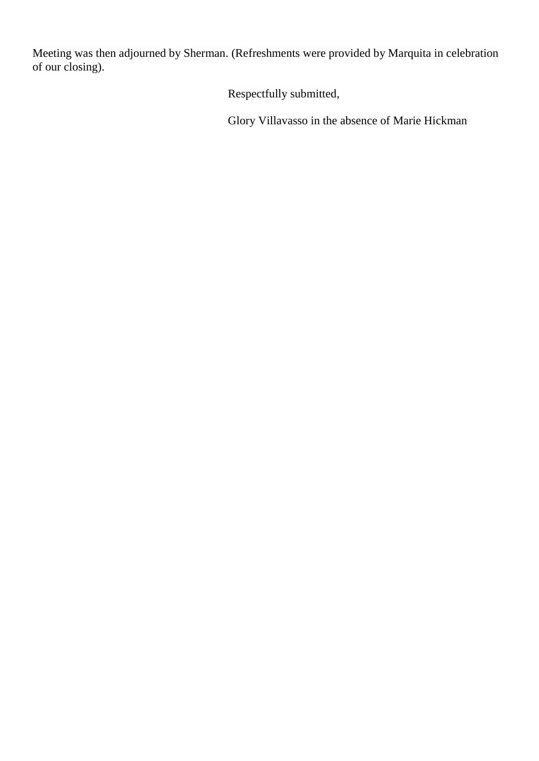Meeting was then adjourned by Sherman. (Refreshments were provided by Marquita in celebration of our closing).

Respectfully submitted,

Glory Villavasso in the absence of Marie Hickman